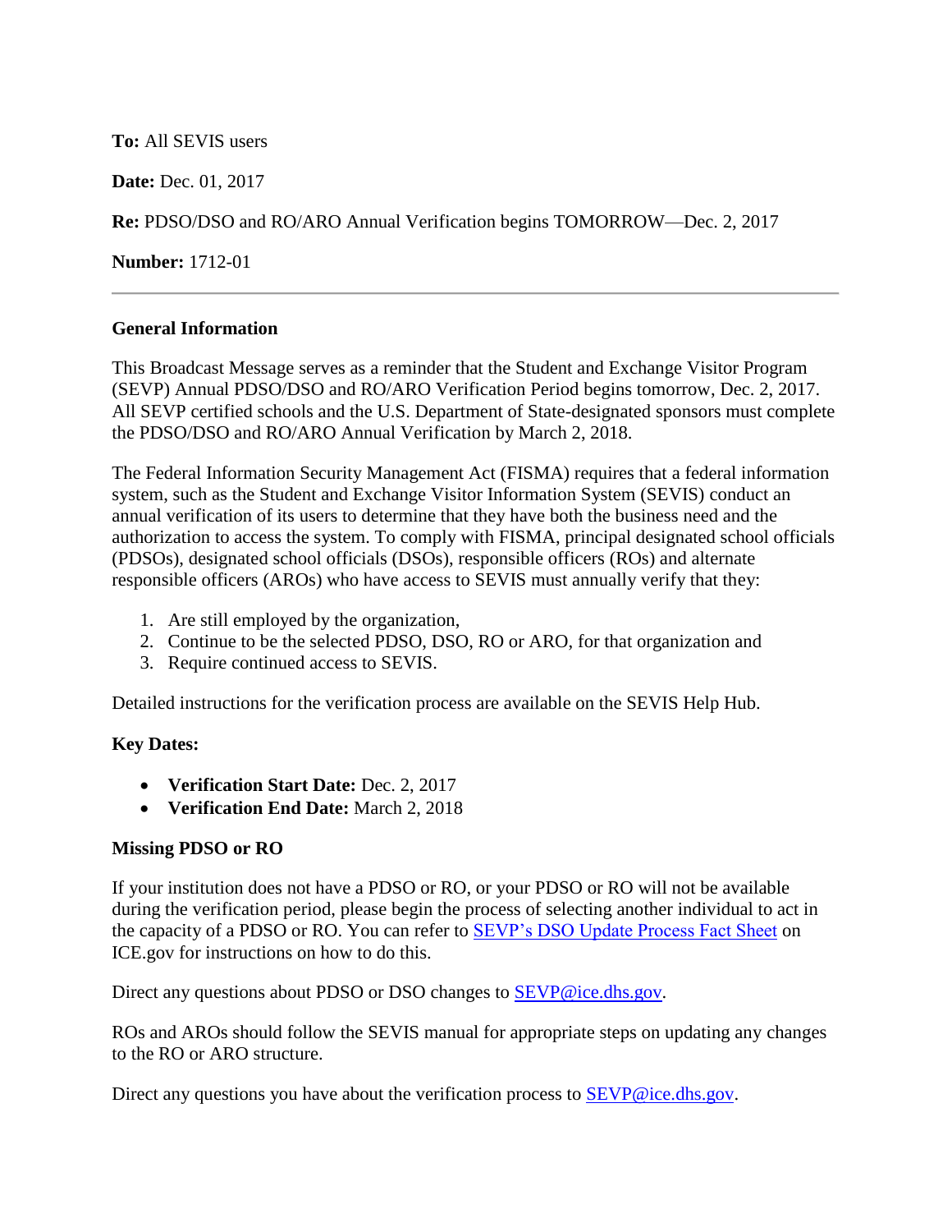**To:** All SEVIS users

**Date:** Dec. 01, 2017

**Re:** PDSO/DSO and RO/ARO Annual Verification begins TOMORROW—Dec. 2, 2017

**Number:** 1712-01

---

**General Information**

This Broadcast Message serves as a reminder that the Student and Exchange Visitor Program (SEVP) Annual PDSO/DSO and RO/ARO Verification Period begins tomorrow, Dec. 2, 2017. All SEVP certified schools and the U.S. Department of State-designated sponsors must complete the PDSO/DSO and RO/ARO Annual Verification by March 2, 2018.

The Federal Information Security Management Act (FISMA) requires that a federal information system, such as the Student and Exchange Visitor Information System (SEVIS) conduct an annual verification of its users to determine that they have both the business need and the authorization to access the system. To comply with FISMA, principal designated school officials (PDSOs), designated school officials (DSOs), responsible officers (ROs) and alternate responsible officers (AROs) who have access to SEVIS must annually verify that they:

1. Are still employed by the organization,
2. Continue to be the selected PDSO, DSO, RO or ARO, for that organization and
3. Require continued access to SEVIS.

Detailed instructions for the verification process are available on the SEVIS Help Hub.

**Key Dates:**

- **Verification Start Date:** Dec. 2, 2017
- **Verification End Date:** March 2, 2018

**Missing PDSO or RO**

If your institution does not have a PDSO or RO, or your PDSO or RO will not be available during the verification period, please begin the process of selecting another individual to act in the capacity of a PDSO or RO. You can refer to SEVP's DSO Update Process Fact Sheet on ICE.gov for instructions on how to do this.

Direct any questions about PDSO or DSO changes to SEVP@ice.dhs.gov.

ROs and AROs should follow the SEVIS manual for appropriate steps on updating any changes to the RO or ARO structure.

Direct any questions you have about the verification process to SEVP@ice.dhs.gov.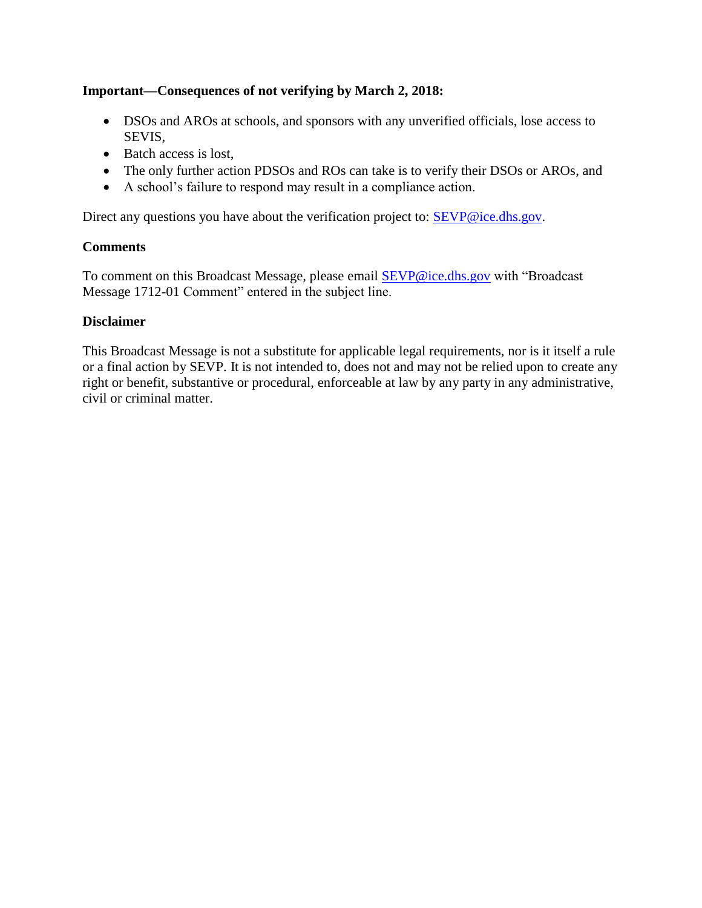**Important—Consequences of not verifying by March 2, 2018:**

- DSOs and AROs at schools, and sponsors with any unverified officials, lose access to SEVIS,
- Batch access is lost,
- The only further action PDSOs and ROs can take is to verify their DSOs or AROs, and
- A school's failure to respond may result in a compliance action.

Direct any questions you have about the verification project to: SEVP@ice.dhs.gov.

**Comments**

To comment on this Broadcast Message, please email SEVP@ice.dhs.gov with "Broadcast Message 1712-01 Comment" entered in the subject line.

**Disclaimer**

This Broadcast Message is not a substitute for applicable legal requirements, nor is it itself a rule or a final action by SEVP. It is not intended to, does not and may not be relied upon to create any right or benefit, substantive or procedural, enforceable at law by any party in any administrative, civil or criminal matter.